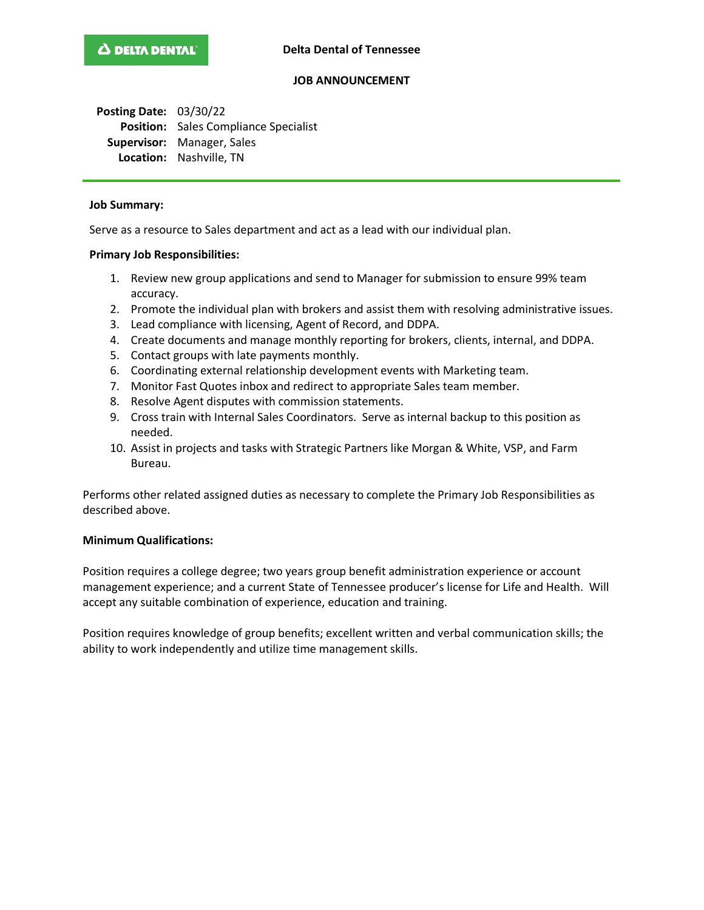**DELTA DENTAL**

**Delta Dental of Tennessee**

**JOB ANNOUNCEMENT**

**Posting Date:** 03/30/22
**Position:** Sales Compliance Specialist
**Supervisor:** Manager, Sales
**Location:** Nashville, TN

---

**Job Summary:**

Serve as a resource to Sales department and act as a lead with our individual plan.

**Primary Job Responsibilities:**

1. Review new group applications and send to Manager for submission to ensure 99% team accuracy.
2. Promote the individual plan with brokers and assist them with resolving administrative issues.
3. Lead compliance with licensing, Agent of Record, and DDPA.
4. Create documents and manage monthly reporting for brokers, clients, internal, and DDPA.
5. Contact groups with late payments monthly.
6. Coordinating external relationship development events with Marketing team.
7. Monitor Fast Quotes inbox and redirect to appropriate Sales team member.
8. Resolve Agent disputes with commission statements.
9. Cross train with Internal Sales Coordinators. Serve as internal backup to this position as needed.
10. Assist in projects and tasks with Strategic Partners like Morgan & White, VSP, and Farm Bureau.

Performs other related assigned duties as necessary to complete the Primary Job Responsibilities as described above.

**Minimum Qualifications:**

Position requires a college degree; two years group benefit administration experience or account management experience; and a current State of Tennessee producer's license for Life and Health. Will accept any suitable combination of experience, education and training.

Position requires knowledge of group benefits; excellent written and verbal communication skills; the ability to work independently and utilize time management skills.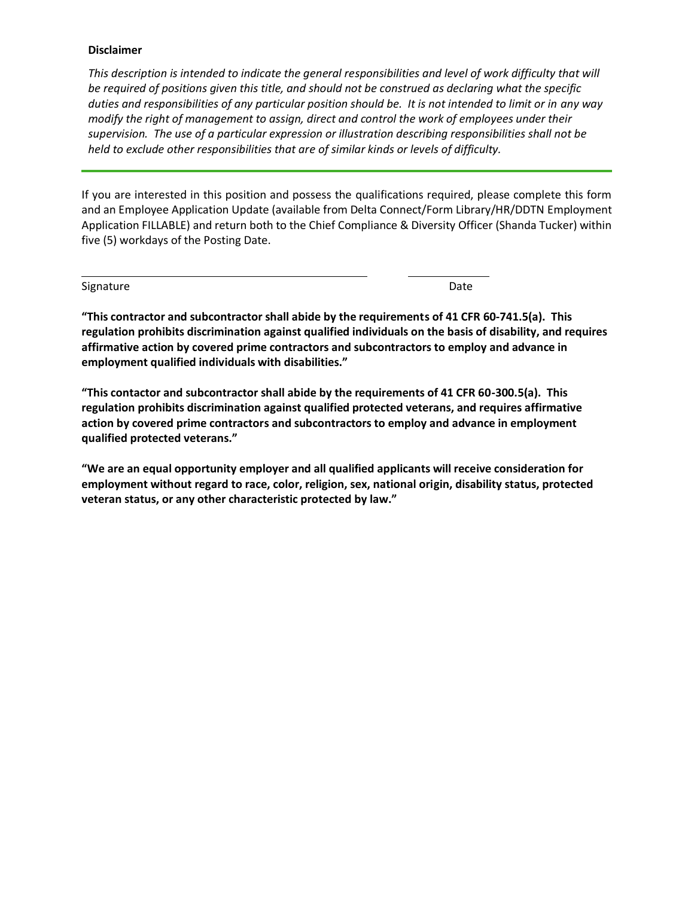**Disclaimer**

*This description is intended to indicate the general responsibilities and level of work difficulty that will be required of positions given this title, and should not be construed as declaring what the specific duties and responsibilities of any particular position should be. It is not intended to limit or in any way modify the right of management to assign, direct and control the work of employees under their supervision. The use of a particular expression or illustration describing responsibilities shall not be held to exclude other responsibilities that are of similar kinds or levels of difficulty.*

---

If you are interested in this position and possess the qualifications required, please complete this form and an Employee Application Update (available from Delta Connect/Form Library/HR/DDTN Employment Application FILLABLE) and return both to the Chief Compliance & Diversity Officer (Shanda Tucker) within five (5) workdays of the Posting Date.

_______________________________________ ____________

Signature Date

**"This contractor and subcontractor shall abide by the requirements of 41 CFR 60-741.5(a). This regulation prohibits discrimination against qualified individuals on the basis of disability, and requires affirmative action by covered prime contractors and subcontractors to employ and advance in employment qualified individuals with disabilities."**

**"This contactor and subcontractor shall abide by the requirements of 41 CFR 60-300.5(a). This regulation prohibits discrimination against qualified protected veterans, and requires affirmative action by covered prime contractors and subcontractors to employ and advance in employment qualified protected veterans."**

**"We are an equal opportunity employer and all qualified applicants will receive consideration for employment without regard to race, color, religion, sex, national origin, disability status, protected veteran status, or any other characteristic protected by law."**